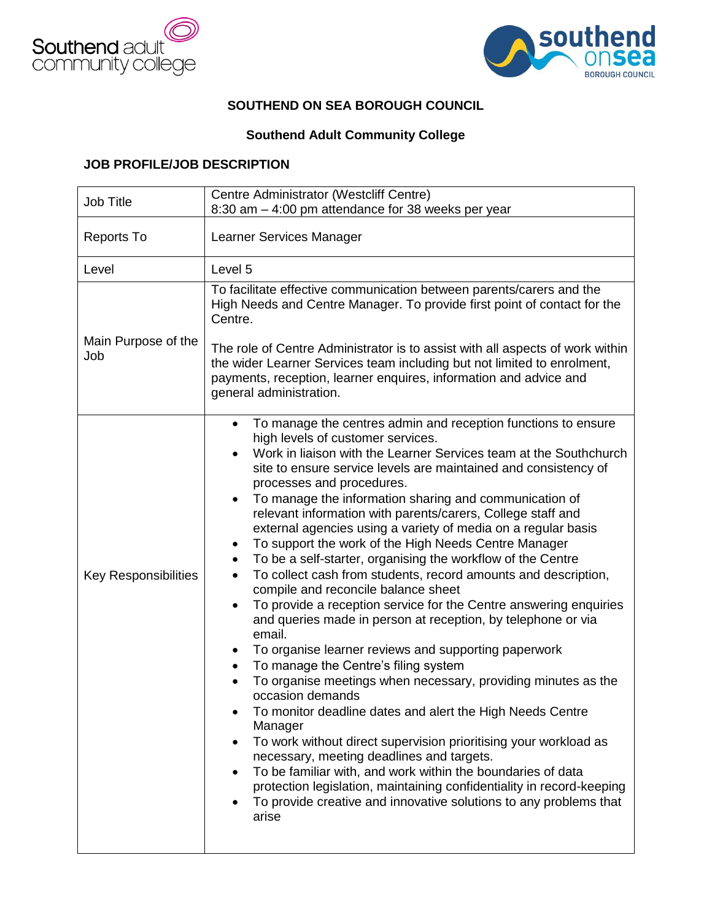**SOUTHEND ON SEA BOROUGH COUNCIL**

**Southend Adult Community College**

**JOB PROFILE/JOB DESCRIPTION**

| | |
|---|---|
| Job Title | Centre Administrator (Westcliff Centre)<br>8:30 am – 4:00 pm attendance for 38 weeks per year |
| Reports To | Learner Services Manager |
| Level | Level 5 |
| Main Purpose of the Job | To facilitate effective communication between parents/carers and the High Needs and Centre Manager. To provide first point of contact for the Centre.<br><br>The role of Centre Administrator is to assist with all aspects of work within the wider Learner Services team including but not limited to enrolment, payments, reception, learner enquires, information and advice and general administration. |
| Key Responsibilities | • To manage the centres admin and reception functions to ensure high levels of customer services.<br>• Work in liaison with the Learner Services team at the Southchurch site to ensure service levels are maintained and consistency of processes and procedures.<br>• To manage the information sharing and communication of relevant information with parents/carers, College staff and external agencies using a variety of media on a regular basis<br>• To support the work of the High Needs Centre Manager<br>• To be a self-starter, organising the workflow of the Centre<br>• To collect cash from students, record amounts and description, compile and reconcile balance sheet<br>• To provide a reception service for the Centre answering enquiries and queries made in person at reception, by telephone or via email.<br>• To organise learner reviews and supporting paperwork<br>• To manage the Centre's filing system<br>• To organise meetings when necessary, providing minutes as the occasion demands<br>• To monitor deadline dates and alert the High Needs Centre Manager<br>• To work without direct supervision prioritising your workload as necessary, meeting deadlines and targets.<br>• To be familiar with, and work within the boundaries of data protection legislation, maintaining confidentiality in record-keeping<br>• To provide creative and innovative solutions to any problems that arise |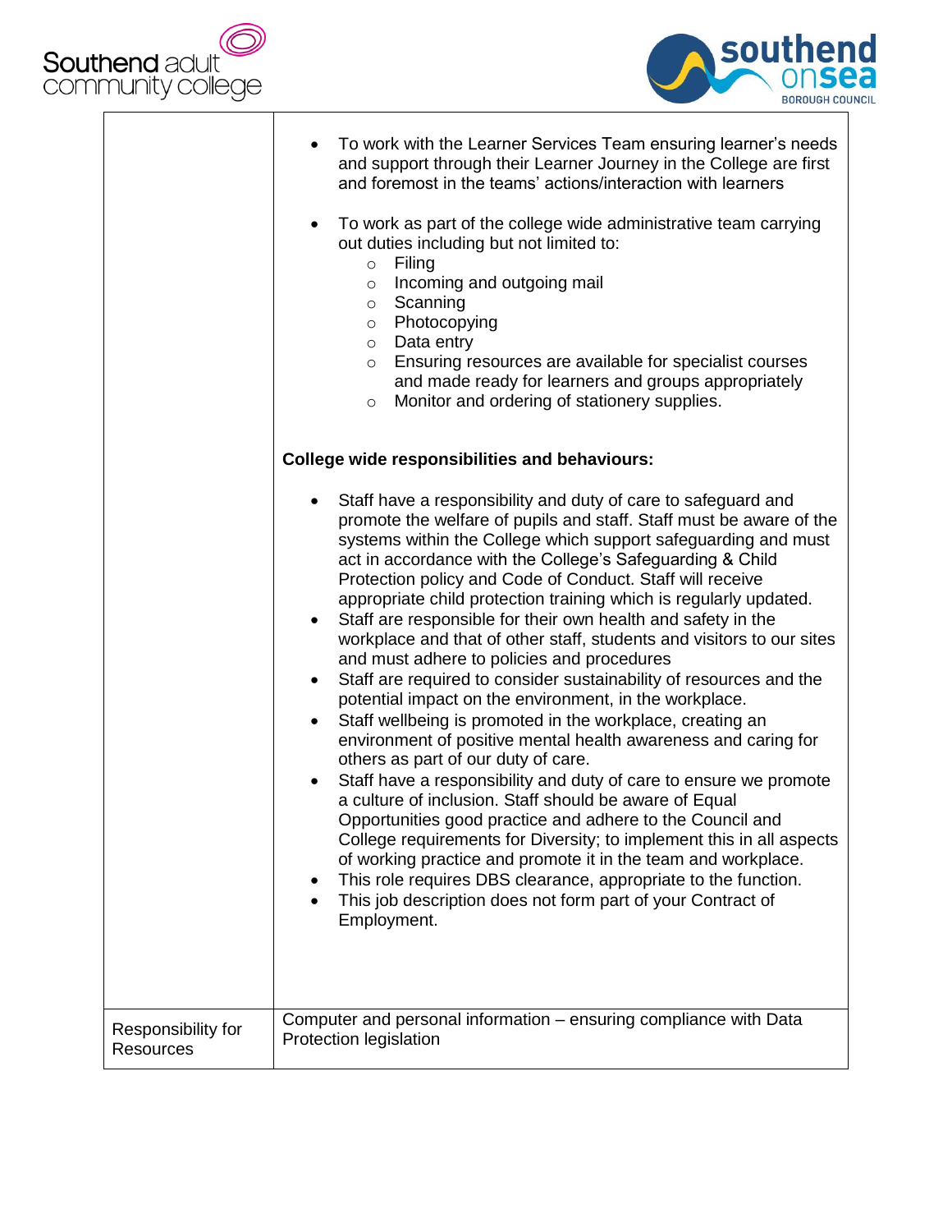| | |
|---|---|
| | • To work with the Learner Services Team ensuring learner's needs and support through their Learner Journey in the College are first and foremost in the teams' actions/interaction with learners<br><br>• To work as part of the college wide administrative team carrying out duties including but not limited to:<br>&nbsp;&nbsp;&nbsp;&nbsp;○ Filing<br>&nbsp;&nbsp;&nbsp;&nbsp;○ Incoming and outgoing mail<br>&nbsp;&nbsp;&nbsp;&nbsp;○ Scanning<br>&nbsp;&nbsp;&nbsp;&nbsp;○ Photocopying<br>&nbsp;&nbsp;&nbsp;&nbsp;○ Data entry<br>&nbsp;&nbsp;&nbsp;&nbsp;○ Ensuring resources are available for specialist courses and made ready for learners and groups appropriately<br>&nbsp;&nbsp;&nbsp;&nbsp;○ Monitor and ordering of stationery supplies.<br><br>**College wide responsibilities and behaviours:**<br><br>• Staff have a responsibility and duty of care to safeguard and promote the welfare of pupils and staff. Staff must be aware of the systems within the College which support safeguarding and must act in accordance with the College's Safeguarding & Child Protection policy and Code of Conduct. Staff will receive appropriate child protection training which is regularly updated.<br>• Staff are responsible for their own health and safety in the workplace and that of other staff, students and visitors to our sites and must adhere to policies and procedures<br>• Staff are required to consider sustainability of resources and the potential impact on the environment, in the workplace.<br>• Staff wellbeing is promoted in the workplace, creating an environment of positive mental health awareness and caring for others as part of our duty of care.<br>• Staff have a responsibility and duty of care to ensure we promote a culture of inclusion. Staff should be aware of Equal Opportunities good practice and adhere to the Council and College requirements for Diversity; to implement this in all aspects of working practice and promote it in the team and workplace.<br>• This role requires DBS clearance, appropriate to the function.<br>• This job description does not form part of your Contract of Employment. |
| Responsibility for Resources | Computer and personal information – ensuring compliance with Data Protection legislation |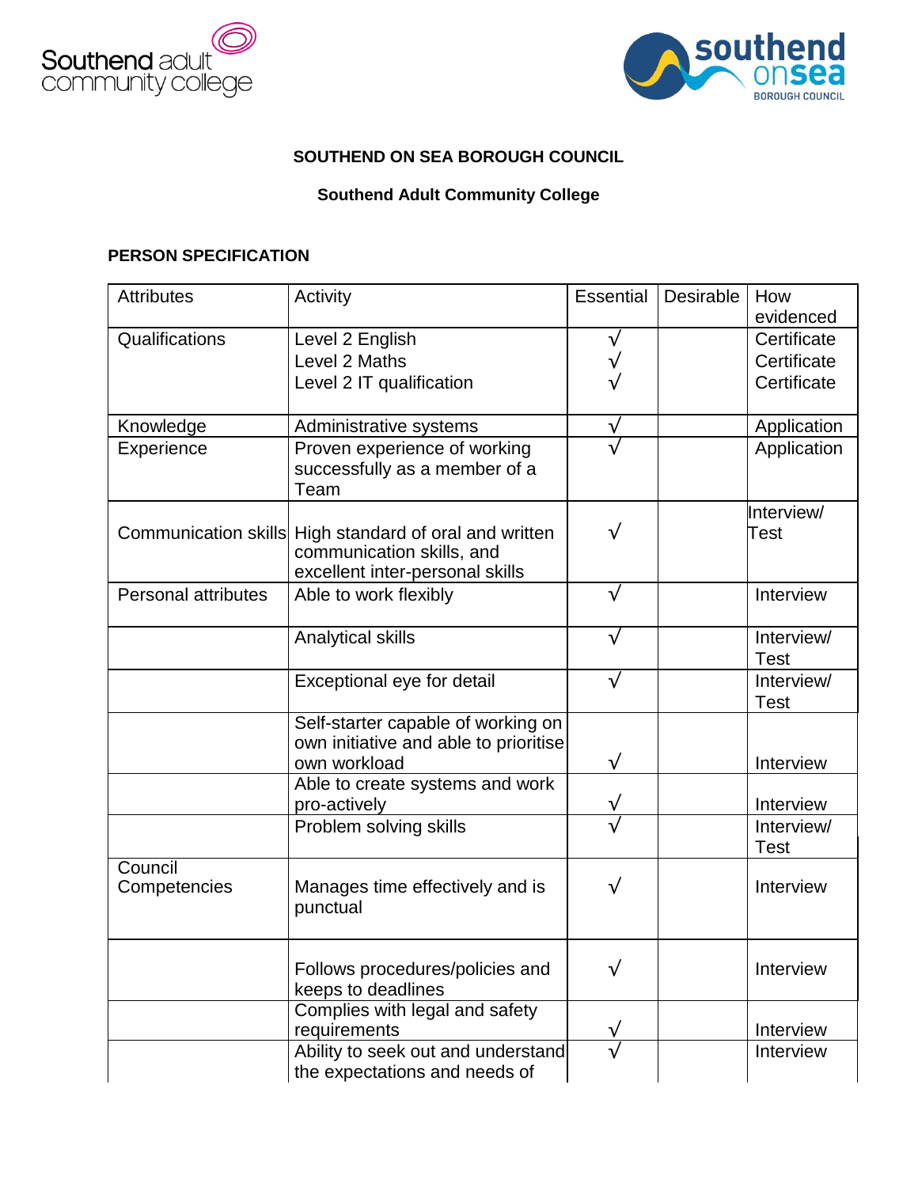**SOUTHEND ON SEA BOROUGH COUNCIL**

**Southend Adult Community College**

**PERSON SPECIFICATION**

| Attributes | Activity | Essential | Desirable | How evidenced |
|---|---|---|---|---|
| Qualifications | Level 2 English<br>Level 2 Maths<br>Level 2 IT qualification | √<br>√<br>√ | | Certificate<br>Certificate<br>Certificate |
| Knowledge | Administrative systems | √ | | Application |
| Experience | Proven experience of working successfully as a member of a Team | √ | | Application |
| Communication skills | High standard of oral and written communication skills, and excellent inter-personal skills | √ | | Interview/ Test |
| Personal attributes | Able to work flexibly | √ | | Interview |
| | Analytical skills | √ | | Interview/ Test |
| | Exceptional eye for detail | √ | | Interview/ Test |
| | Self-starter capable of working on own initiative and able to prioritise own workload | √ | | Interview |
| | Able to create systems and work pro-actively | √ | | Interview |
| | Problem solving skills | √ | | Interview/ Test |
| Council Competencies | Manages time effectively and is punctual | √ | | Interview |
| | Follows procedures/policies and keeps to deadlines | √ | | Interview |
| | Complies with legal and safety requirements | √ | | Interview |
| | Ability to seek out and understand the expectations and needs of | √ | | Interview |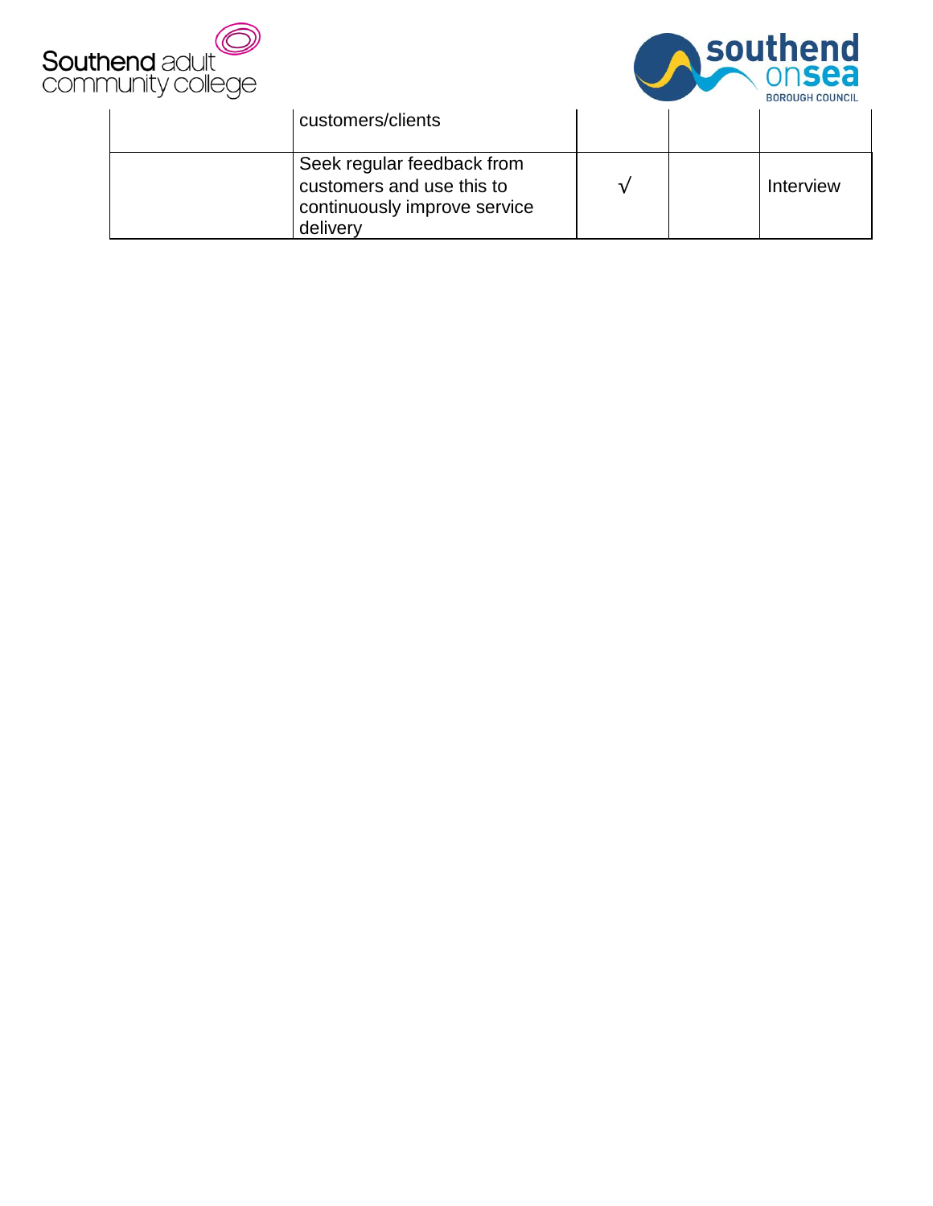| | | | | |
|---|---|---|---|---|
| | customers/clients | | | |
| | Seek regular feedback from customers and use this to continuously improve service delivery | √ | | Interview |